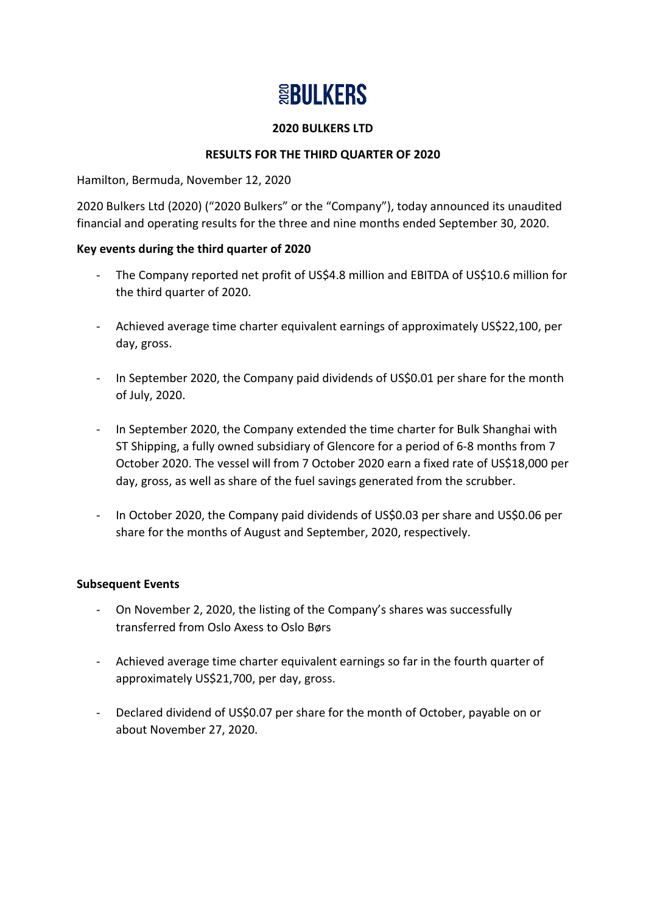# 2020BULKERS

## 2020 BULKERS LTD

## RESULTS FOR THE THIRD QUARTER OF 2020

Hamilton, Bermuda, November 12, 2020

2020 Bulkers Ltd (2020) ("2020 Bulkers" or the "Company"), today announced its unaudited financial and operating results for the three and nine months ended September 30, 2020.

**Key events during the third quarter of 2020**

- The Company reported net profit of US$4.8 million and EBITDA of US$10.6 million for the third quarter of 2020.
- Achieved average time charter equivalent earnings of approximately US$22,100, per day, gross.
- In September 2020, the Company paid dividends of US$0.01 per share for the month of July, 2020.
- In September 2020, the Company extended the time charter for Bulk Shanghai with ST Shipping, a fully owned subsidiary of Glencore for a period of 6-8 months from 7 October 2020. The vessel will from 7 October 2020 earn a fixed rate of US$18,000 per day, gross, as well as share of the fuel savings generated from the scrubber.
- In October 2020, the Company paid dividends of US$0.03 per share and US$0.06 per share for the months of August and September, 2020, respectively.

**Subsequent Events**

- On November 2, 2020, the listing of the Company's shares was successfully transferred from Oslo Axess to Oslo Børs
- Achieved average time charter equivalent earnings so far in the fourth quarter of approximately US$21,700, per day, gross.
- Declared dividend of US$0.07 per share for the month of October, payable on or about November 27, 2020.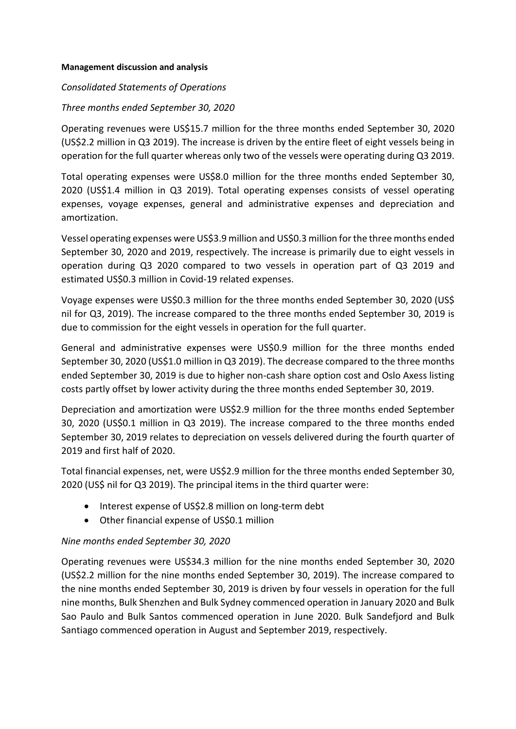**Management discussion and analysis**

*Consolidated Statements of Operations*

*Three months ended September 30, 2020*

Operating revenues were US$15.7 million for the three months ended September 30, 2020 (US$2.2 million in Q3 2019). The increase is driven by the entire fleet of eight vessels being in operation for the full quarter whereas only two of the vessels were operating during Q3 2019.

Total operating expenses were US$8.0 million for the three months ended September 30, 2020 (US$1.4 million in Q3 2019). Total operating expenses consists of vessel operating expenses, voyage expenses, general and administrative expenses and depreciation and amortization.

Vessel operating expenses were US$3.9 million and US$0.3 million for the three months ended September 30, 2020 and 2019, respectively. The increase is primarily due to eight vessels in operation during Q3 2020 compared to two vessels in operation part of Q3 2019 and estimated US$0.3 million in Covid-19 related expenses.

Voyage expenses were US$0.3 million for the three months ended September 30, 2020 (US$ nil for Q3, 2019). The increase compared to the three months ended September 30, 2019 is due to commission for the eight vessels in operation for the full quarter.

General and administrative expenses were US$0.9 million for the three months ended September 30, 2020 (US$1.0 million in Q3 2019). The decrease compared to the three months ended September 30, 2019 is due to higher non-cash share option cost and Oslo Axess listing costs partly offset by lower activity during the three months ended September 30, 2019.

Depreciation and amortization were US$2.9 million for the three months ended September 30, 2020 (US$0.1 million in Q3 2019). The increase compared to the three months ended September 30, 2019 relates to depreciation on vessels delivered during the fourth quarter of 2019 and first half of 2020.

Total financial expenses, net, were US$2.9 million for the three months ended September 30, 2020 (US$ nil for Q3 2019). The principal items in the third quarter were:

- Interest expense of US$2.8 million on long-term debt
- Other financial expense of US$0.1 million

*Nine months ended September 30, 2020*

Operating revenues were US$34.3 million for the nine months ended September 30, 2020 (US$2.2 million for the nine months ended September 30, 2019). The increase compared to the nine months ended September 30, 2019 is driven by four vessels in operation for the full nine months, Bulk Shenzhen and Bulk Sydney commenced operation in January 2020 and Bulk Sao Paulo and Bulk Santos commenced operation in June 2020. Bulk Sandefjord and Bulk Santiago commenced operation in August and September 2019, respectively.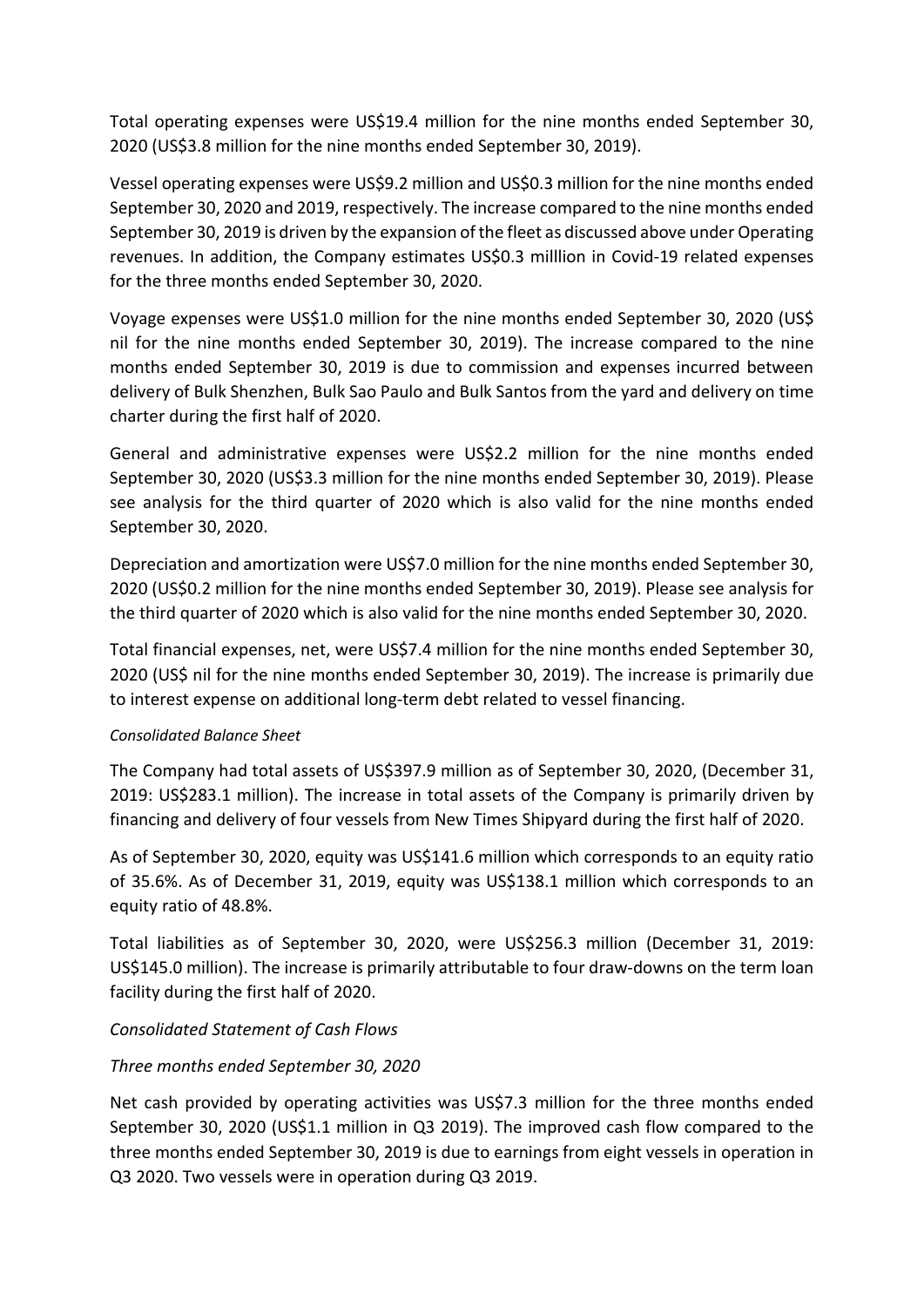Total operating expenses were US$19.4 million for the nine months ended September 30, 2020 (US$3.8 million for the nine months ended September 30, 2019).

Vessel operating expenses were US$9.2 million and US$0.3 million for the nine months ended September 30, 2020 and 2019, respectively. The increase compared to the nine months ended September 30, 2019 is driven by the expansion of the fleet as discussed above under Operating revenues. In addition, the Company estimates US$0.3 milllion in Covid-19 related expenses for the three months ended September 30, 2020.

Voyage expenses were US$1.0 million for the nine months ended September 30, 2020 (US$ nil for the nine months ended September 30, 2019). The increase compared to the nine months ended September 30, 2019 is due to commission and expenses incurred between delivery of Bulk Shenzhen, Bulk Sao Paulo and Bulk Santos from the yard and delivery on time charter during the first half of 2020.

General and administrative expenses were US$2.2 million for the nine months ended September 30, 2020 (US$3.3 million for the nine months ended September 30, 2019). Please see analysis for the third quarter of 2020 which is also valid for the nine months ended September 30, 2020.

Depreciation and amortization were US$7.0 million for the nine months ended September 30, 2020 (US$0.2 million for the nine months ended September 30, 2019). Please see analysis for the third quarter of 2020 which is also valid for the nine months ended September 30, 2020.

Total financial expenses, net, were US$7.4 million for the nine months ended September 30, 2020 (US$ nil for the nine months ended September 30, 2019). The increase is primarily due to interest expense on additional long-term debt related to vessel financing.

*Consolidated Balance Sheet*

The Company had total assets of US$397.9 million as of September 30, 2020, (December 31, 2019: US$283.1 million). The increase in total assets of the Company is primarily driven by financing and delivery of four vessels from New Times Shipyard during the first half of 2020.

As of September 30, 2020, equity was US$141.6 million which corresponds to an equity ratio of 35.6%. As of December 31, 2019, equity was US$138.1 million which corresponds to an equity ratio of 48.8%.

Total liabilities as of September 30, 2020, were US$256.3 million (December 31, 2019: US$145.0 million). The increase is primarily attributable to four draw-downs on the term loan facility during the first half of 2020.

*Consolidated Statement of Cash Flows*

*Three months ended September 30, 2020*

Net cash provided by operating activities was US$7.3 million for the three months ended September 30, 2020 (US$1.1 million in Q3 2019). The improved cash flow compared to the three months ended September 30, 2019 is due to earnings from eight vessels in operation in Q3 2020. Two vessels were in operation during Q3 2019.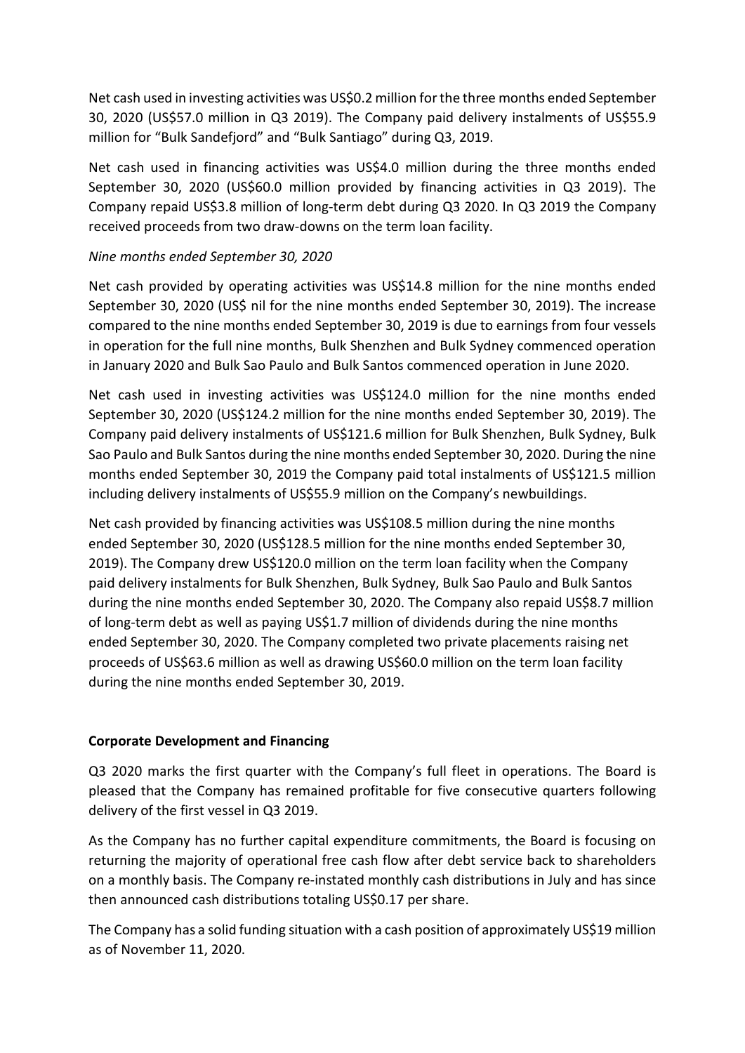Net cash used in investing activities was US$0.2 million for the three months ended September 30, 2020 (US$57.0 million in Q3 2019). The Company paid delivery instalments of US$55.9 million for "Bulk Sandefjord" and "Bulk Santiago" during Q3, 2019.

Net cash used in financing activities was US$4.0 million during the three months ended September 30, 2020 (US$60.0 million provided by financing activities in Q3 2019). The Company repaid US$3.8 million of long-term debt during Q3 2020. In Q3 2019 the Company received proceeds from two draw-downs on the term loan facility.

*Nine months ended September 30, 2020*

Net cash provided by operating activities was US$14.8 million for the nine months ended September 30, 2020 (US$ nil for the nine months ended September 30, 2019). The increase compared to the nine months ended September 30, 2019 is due to earnings from four vessels in operation for the full nine months, Bulk Shenzhen and Bulk Sydney commenced operation in January 2020 and Bulk Sao Paulo and Bulk Santos commenced operation in June 2020.

Net cash used in investing activities was US$124.0 million for the nine months ended September 30, 2020 (US$124.2 million for the nine months ended September 30, 2019). The Company paid delivery instalments of US$121.6 million for Bulk Shenzhen, Bulk Sydney, Bulk Sao Paulo and Bulk Santos during the nine months ended September 30, 2020. During the nine months ended September 30, 2019 the Company paid total instalments of US$121.5 million including delivery instalments of US$55.9 million on the Company's newbuildings.

Net cash provided by financing activities was US$108.5 million during the nine months ended September 30, 2020 (US$128.5 million for the nine months ended September 30, 2019). The Company drew US$120.0 million on the term loan facility when the Company paid delivery instalments for Bulk Shenzhen, Bulk Sydney, Bulk Sao Paulo and Bulk Santos during the nine months ended September 30, 2020. The Company also repaid US$8.7 million of long-term debt as well as paying US$1.7 million of dividends during the nine months ended September 30, 2020. The Company completed two private placements raising net proceeds of US$63.6 million as well as drawing US$60.0 million on the term loan facility during the nine months ended September 30, 2019.

## Corporate Development and Financing

Q3 2020 marks the first quarter with the Company's full fleet in operations. The Board is pleased that the Company has remained profitable for five consecutive quarters following delivery of the first vessel in Q3 2019.

As the Company has no further capital expenditure commitments, the Board is focusing on returning the majority of operational free cash flow after debt service back to shareholders on a monthly basis. The Company re-instated monthly cash distributions in July and has since then announced cash distributions totaling US$0.17 per share.

The Company has a solid funding situation with a cash position of approximately US$19 million as of November 11, 2020.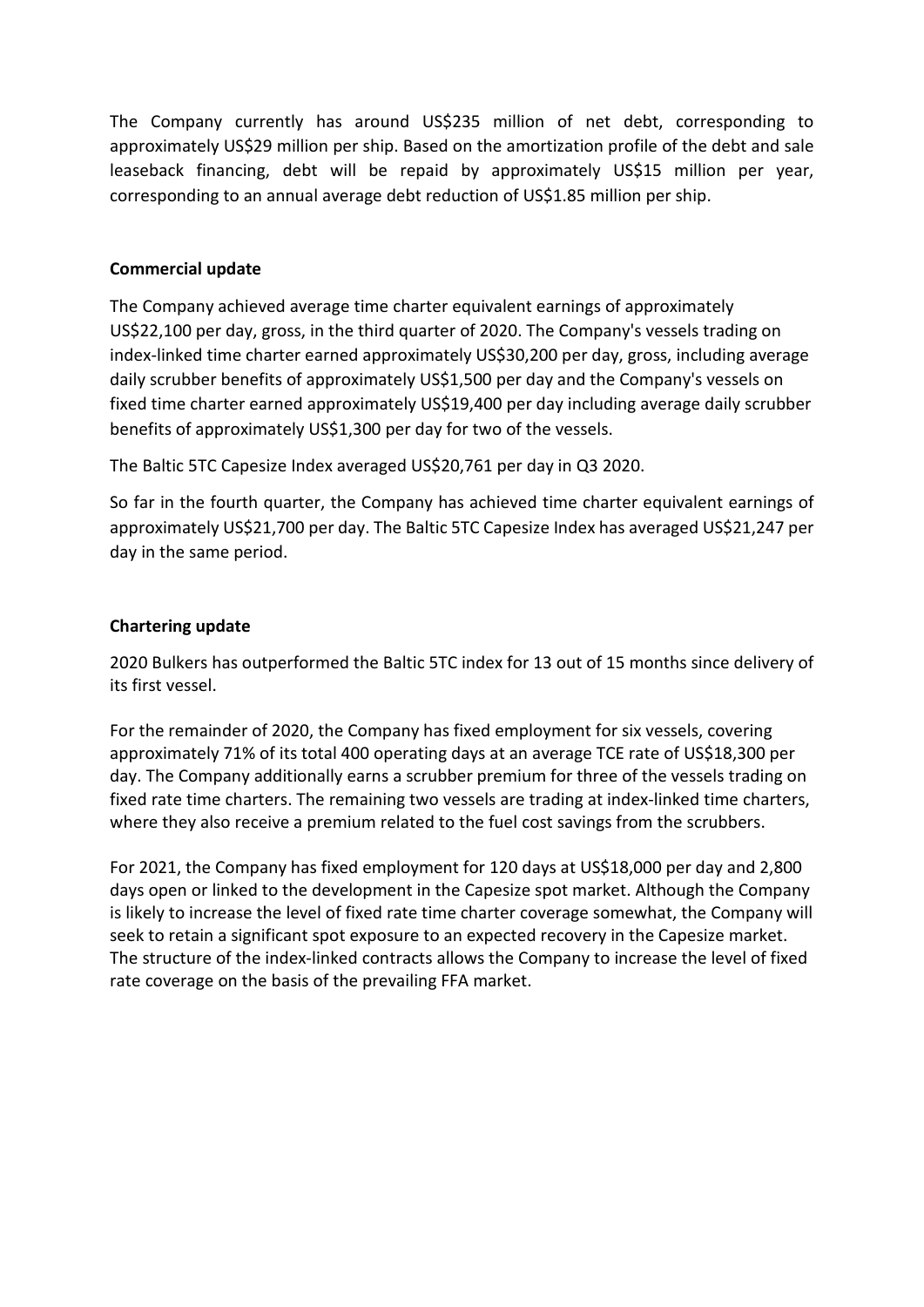The Company currently has around US$235 million of net debt, corresponding to approximately US$29 million per ship. Based on the amortization profile of the debt and sale leaseback financing, debt will be repaid by approximately US$15 million per year, corresponding to an annual average debt reduction of US$1.85 million per ship.

**Commercial update**

The Company achieved average time charter equivalent earnings of approximately US$22,100 per day, gross, in the third quarter of 2020. The Company's vessels trading on index-linked time charter earned approximately US$30,200 per day, gross, including average daily scrubber benefits of approximately US$1,500 per day and the Company's vessels on fixed time charter earned approximately US$19,400 per day including average daily scrubber benefits of approximately US$1,300 per day for two of the vessels.

The Baltic 5TC Capesize Index averaged US$20,761 per day in Q3 2020.

So far in the fourth quarter, the Company has achieved time charter equivalent earnings of approximately US$21,700 per day. The Baltic 5TC Capesize Index has averaged US$21,247 per day in the same period.

**Chartering update**

2020 Bulkers has outperformed the Baltic 5TC index for 13 out of 15 months since delivery of its first vessel.

For the remainder of 2020, the Company has fixed employment for six vessels, covering approximately 71% of its total 400 operating days at an average TCE rate of US$18,300 per day. The Company additionally earns a scrubber premium for three of the vessels trading on fixed rate time charters. The remaining two vessels are trading at index-linked time charters, where they also receive a premium related to the fuel cost savings from the scrubbers.

For 2021, the Company has fixed employment for 120 days at US$18,000 per day and 2,800 days open or linked to the development in the Capesize spot market. Although the Company is likely to increase the level of fixed rate time charter coverage somewhat, the Company will seek to retain a significant spot exposure to an expected recovery in the Capesize market. The structure of the index-linked contracts allows the Company to increase the level of fixed rate coverage on the basis of the prevailing FFA market.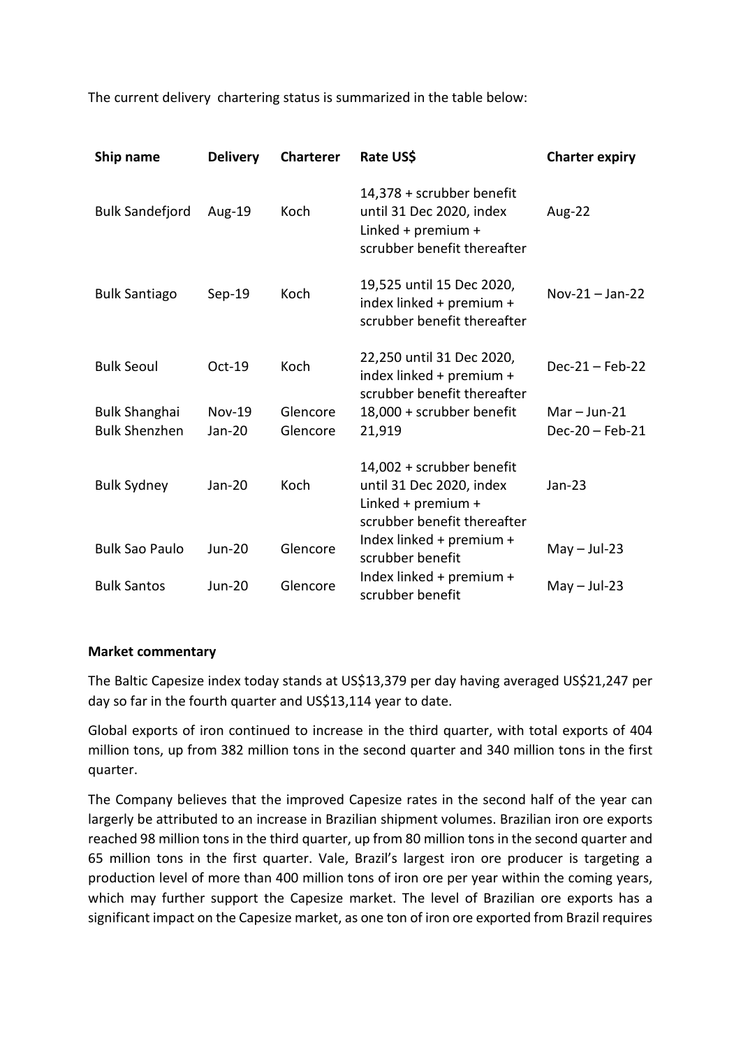The current delivery  chartering status is summarized in the table below:

| Ship name | Delivery | Charterer | Rate US$ | Charter expiry |
|---|---|---|---|---|
| Bulk Sandefjord | Aug-19 | Koch | 14,378 + scrubber benefit until 31 Dec 2020, index Linked + premium + scrubber benefit thereafter | Aug-22 |
| Bulk Santiago | Sep-19 | Koch | 19,525 until 15 Dec 2020, index linked + premium + scrubber benefit thereafter | Nov-21 – Jan-22 |
| Bulk Seoul | Oct-19 | Koch | 22,250 until 31 Dec 2020, index linked + premium + scrubber benefit thereafter | Dec-21 – Feb-22 |
| Bulk Shanghai | Nov-19 | Glencore | 18,000 + scrubber benefit | Mar – Jun-21 |
| Bulk Shenzhen | Jan-20 | Glencore | 21,919 | Dec-20 – Feb-21 |
| Bulk Sydney | Jan-20 | Koch | 14,002 + scrubber benefit until 31 Dec 2020, index Linked + premium + scrubber benefit thereafter | Jan-23 |
| Bulk Sao Paulo | Jun-20 | Glencore | Index linked + premium + scrubber benefit | May – Jul-23 |
| Bulk Santos | Jun-20 | Glencore | Index linked + premium + scrubber benefit | May – Jul-23 |

**Market commentary**

The Baltic Capesize index today stands at US$13,379 per day having averaged US$21,247 per day so far in the fourth quarter and US$13,114 year to date.

Global exports of iron continued to increase in the third quarter, with total exports of 404 million tons, up from 382 million tons in the second quarter and 340 million tons in the first quarter.

The Company believes that the improved Capesize rates in the second half of the year can largerly be attributed to an increase in Brazilian shipment volumes. Brazilian iron ore exports reached 98 million tons in the third quarter, up from 80 million tons in the second quarter and 65 million tons in the first quarter. Vale, Brazil's largest iron ore producer is targeting a production level of more than 400 million tons of iron ore per year within the coming years, which may further support the Capesize market. The level of Brazilian ore exports has a significant impact on the Capesize market, as one ton of iron ore exported from Brazil requires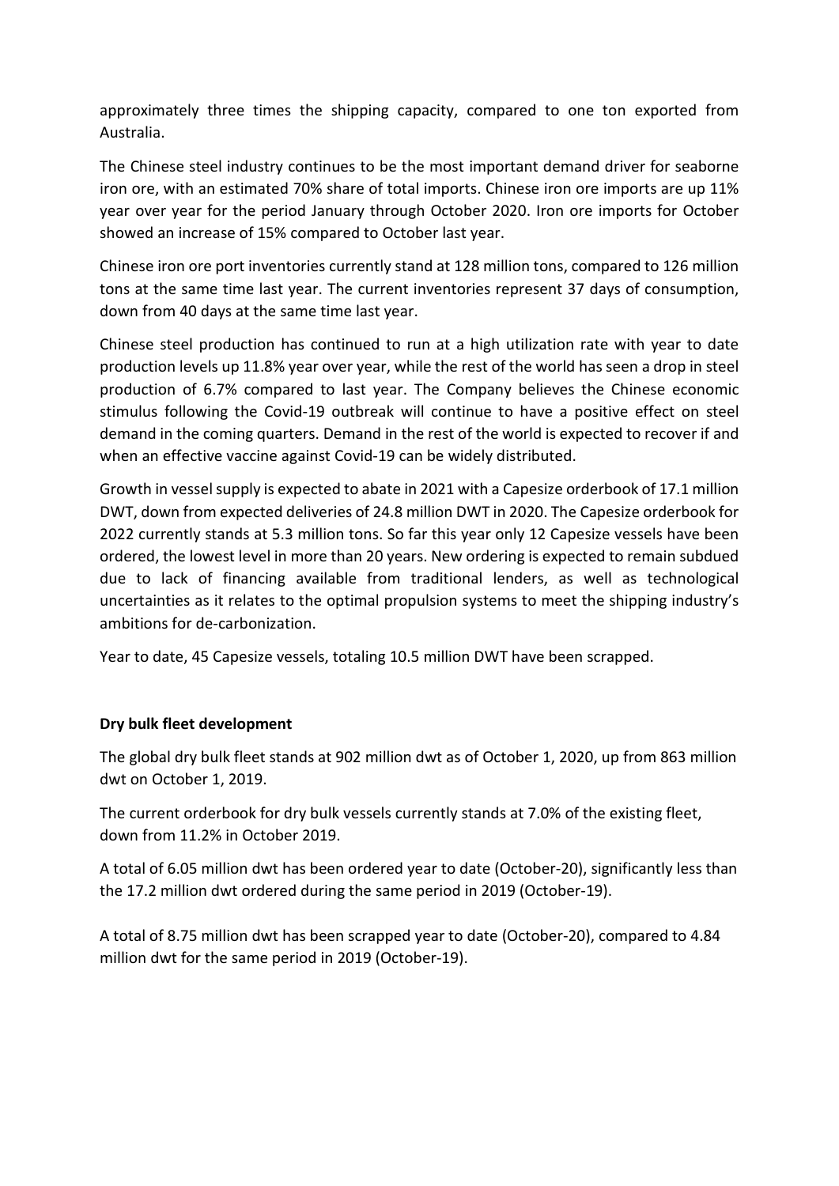approximately three times the shipping capacity, compared to one ton exported from Australia.

The Chinese steel industry continues to be the most important demand driver for seaborne iron ore, with an estimated 70% share of total imports. Chinese iron ore imports are up 11% year over year for the period January through October 2020. Iron ore imports for October showed an increase of 15% compared to October last year.

Chinese iron ore port inventories currently stand at 128 million tons, compared to 126 million tons at the same time last year. The current inventories represent 37 days of consumption, down from 40 days at the same time last year.

Chinese steel production has continued to run at a high utilization rate with year to date production levels up 11.8% year over year, while the rest of the world has seen a drop in steel production of 6.7% compared to last year. The Company believes the Chinese economic stimulus following the Covid-19 outbreak will continue to have a positive effect on steel demand in the coming quarters. Demand in the rest of the world is expected to recover if and when an effective vaccine against Covid-19 can be widely distributed.

Growth in vessel supply is expected to abate in 2021 with a Capesize orderbook of 17.1 million DWT, down from expected deliveries of 24.8 million DWT in 2020. The Capesize orderbook for 2022 currently stands at 5.3 million tons. So far this year only 12 Capesize vessels have been ordered, the lowest level in more than 20 years. New ordering is expected to remain subdued due to lack of financing available from traditional lenders, as well as technological uncertainties as it relates to the optimal propulsion systems to meet the shipping industry's ambitions for de-carbonization.

Year to date, 45 Capesize vessels, totaling 10.5 million DWT have been scrapped.

**Dry bulk fleet development**

The global dry bulk fleet stands at 902 million dwt as of October 1, 2020, up from 863 million dwt on October 1, 2019.

The current orderbook for dry bulk vessels currently stands at 7.0% of the existing fleet, down from 11.2% in October 2019.

A total of 6.05 million dwt has been ordered year to date (October-20), significantly less than the 17.2 million dwt ordered during the same period in 2019 (October-19).

A total of 8.75 million dwt has been scrapped year to date (October-20), compared to 4.84 million dwt for the same period in 2019 (October-19).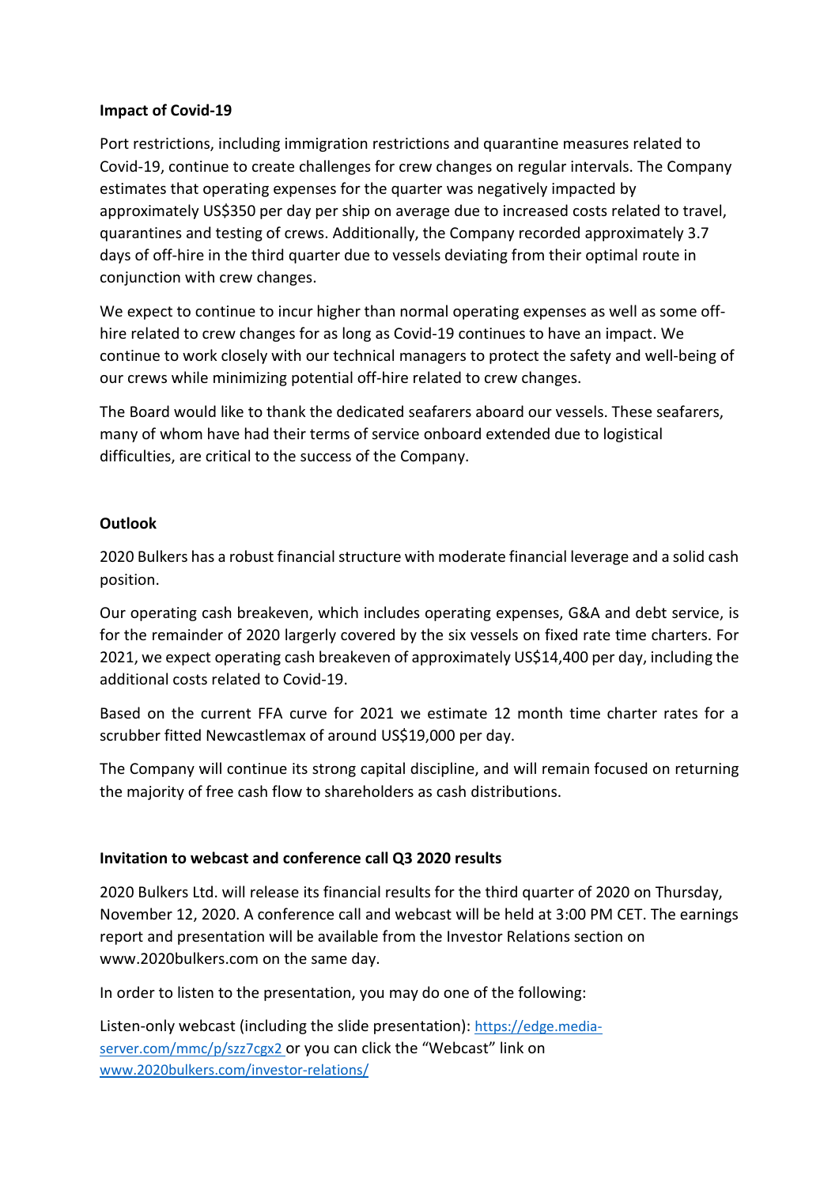**Impact of Covid-19**

Port restrictions, including immigration restrictions and quarantine measures related to Covid-19, continue to create challenges for crew changes on regular intervals. The Company estimates that operating expenses for the quarter was negatively impacted by approximately US$350 per day per ship on average due to increased costs related to travel, quarantines and testing of crews. Additionally, the Company recorded approximately 3.7 days of off-hire in the third quarter due to vessels deviating from their optimal route in conjunction with crew changes.

We expect to continue to incur higher than normal operating expenses as well as some off-hire related to crew changes for as long as Covid-19 continues to have an impact. We continue to work closely with our technical managers to protect the safety and well-being of our crews while minimizing potential off-hire related to crew changes.

The Board would like to thank the dedicated seafarers aboard our vessels. These seafarers, many of whom have had their terms of service onboard extended due to logistical difficulties, are critical to the success of the Company.

**Outlook**

2020 Bulkers has a robust financial structure with moderate financial leverage and a solid cash position.

Our operating cash breakeven, which includes operating expenses, G&A and debt service, is for the remainder of 2020 largely covered by the six vessels on fixed rate time charters. For 2021, we expect operating cash breakeven of approximately US$14,400 per day, including the additional costs related to Covid-19.

Based on the current FFA curve for 2021 we estimate 12 month time charter rates for a scrubber fitted Newcastlemax of around US$19,000 per day.

The Company will continue its strong capital discipline, and will remain focused on returning the majority of free cash flow to shareholders as cash distributions.

**Invitation to webcast and conference call Q3 2020 results**

2020 Bulkers Ltd. will release its financial results for the third quarter of 2020 on Thursday, November 12, 2020. A conference call and webcast will be held at 3:00 PM CET. The earnings report and presentation will be available from the Investor Relations section on www.2020bulkers.com on the same day.

In order to listen to the presentation, you may do one of the following:

Listen-only webcast (including the slide presentation): https://edge.media-server.com/mmc/p/szz7cgx2 or you can click the "Webcast" link on www.2020bulkers.com/investor-relations/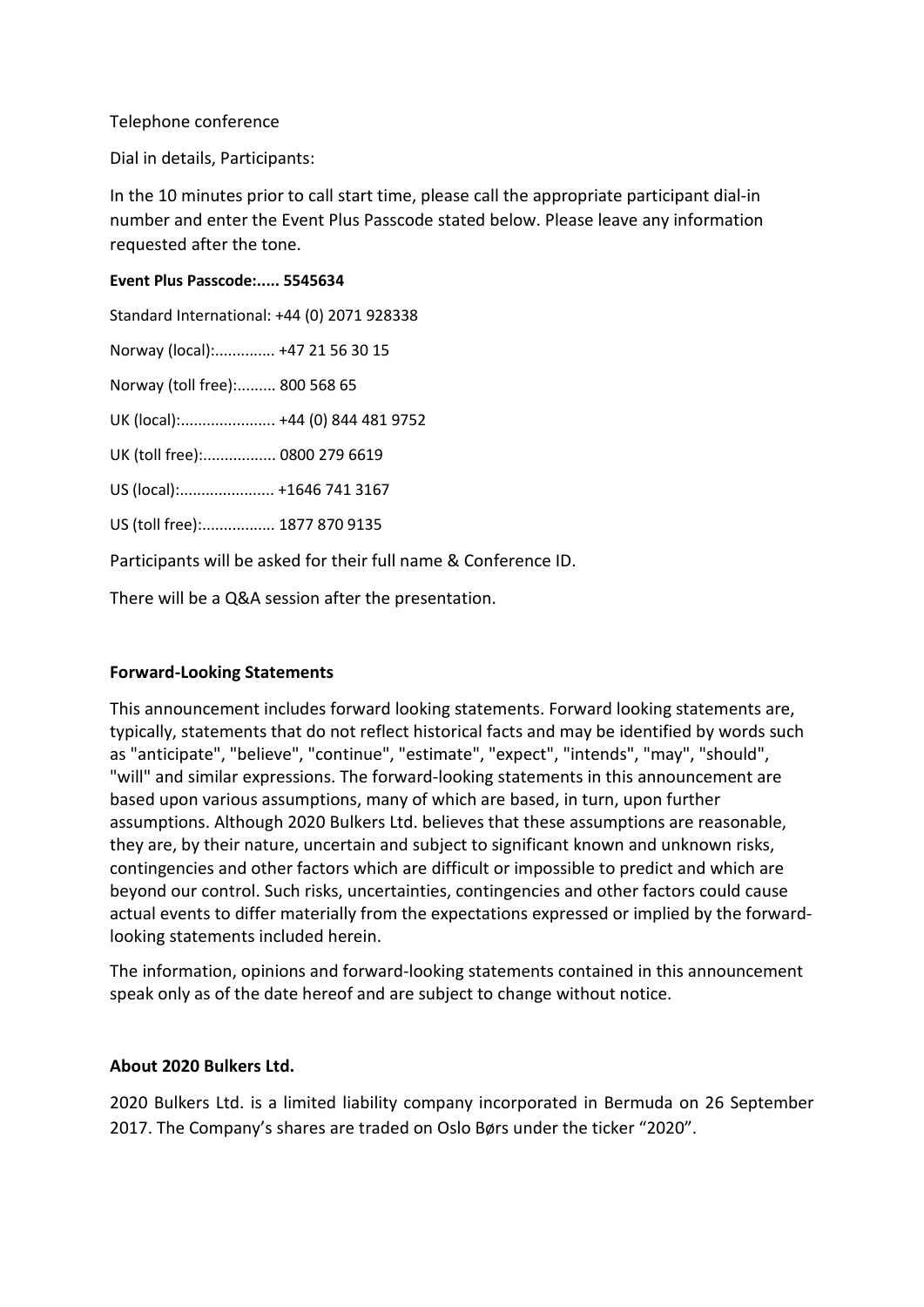Telephone conference

Dial in details, Participants:

In the 10 minutes prior to call start time, please call the appropriate participant dial-in number and enter the Event Plus Passcode stated below. Please leave any information requested after the tone.

**Event Plus Passcode:..... 5545634**

Standard International: +44 (0) 2071 928338

Norway (local):.............. +47 21 56 30 15

Norway (toll free):......... 800 568 65

UK (local):...................... +44 (0) 844 481 9752

UK (toll free):................. 0800 279 6619

US (local):...................... +1646 741 3167

US (toll free):................. 1877 870 9135

Participants will be asked for their full name & Conference ID.

There will be a Q&A session after the presentation.

**Forward-Looking Statements**

This announcement includes forward looking statements. Forward looking statements are, typically, statements that do not reflect historical facts and may be identified by words such as "anticipate", "believe", "continue", "estimate", "expect", "intends", "may", "should", "will" and similar expressions. The forward-looking statements in this announcement are based upon various assumptions, many of which are based, in turn, upon further assumptions. Although 2020 Bulkers Ltd. believes that these assumptions are reasonable, they are, by their nature, uncertain and subject to significant known and unknown risks, contingencies and other factors which are difficult or impossible to predict and which are beyond our control. Such risks, uncertainties, contingencies and other factors could cause actual events to differ materially from the expectations expressed or implied by the forward-looking statements included herein.

The information, opinions and forward-looking statements contained in this announcement speak only as of the date hereof and are subject to change without notice.

**About 2020 Bulkers Ltd.**

2020 Bulkers Ltd. is a limited liability company incorporated in Bermuda on 26 September 2017. The Company's shares are traded on Oslo Børs under the ticker "2020".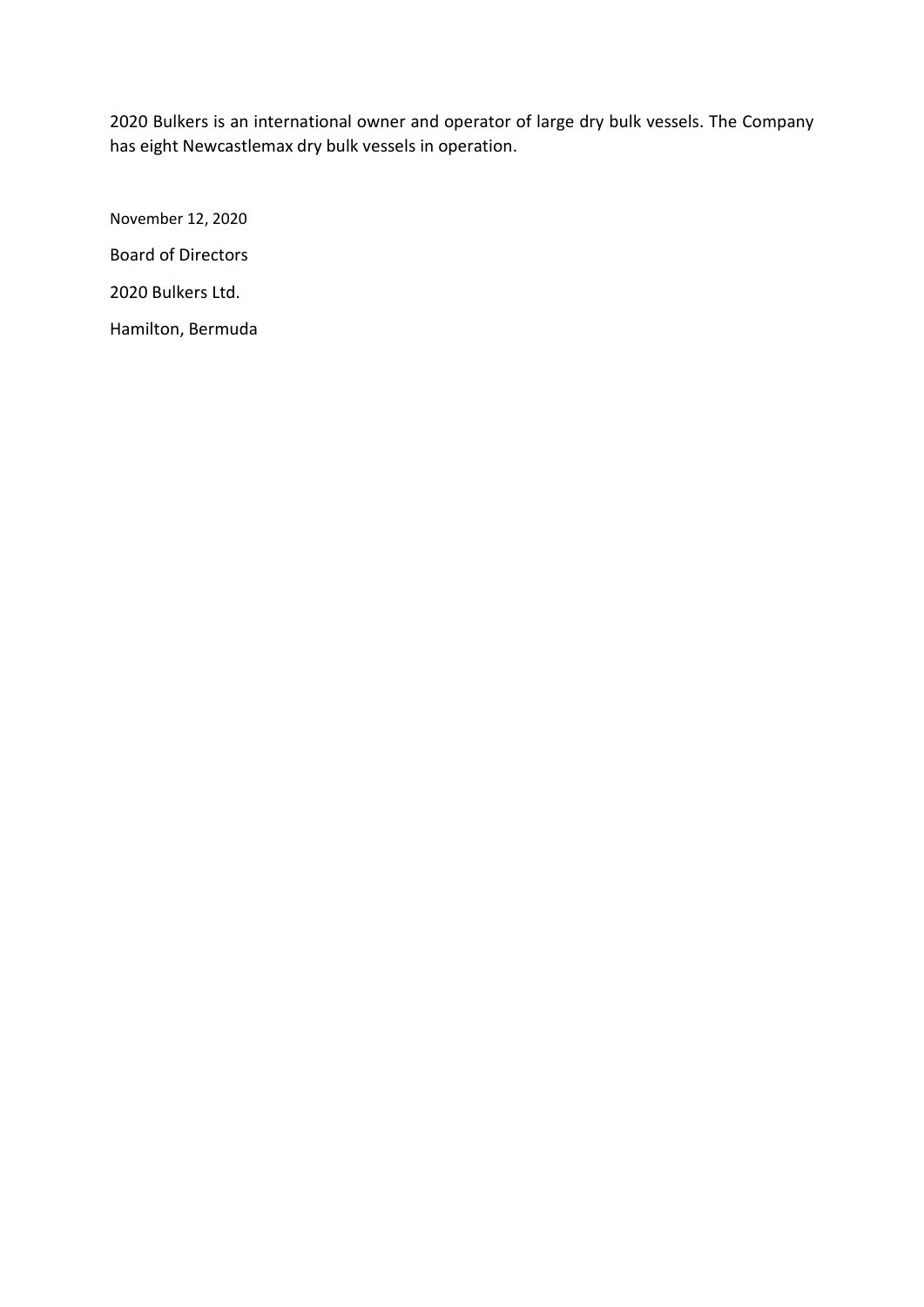2020 Bulkers is an international owner and operator of large dry bulk vessels. The Company has eight Newcastlemax dry bulk vessels in operation.

November 12, 2020

Board of Directors

2020 Bulkers Ltd.

Hamilton, Bermuda